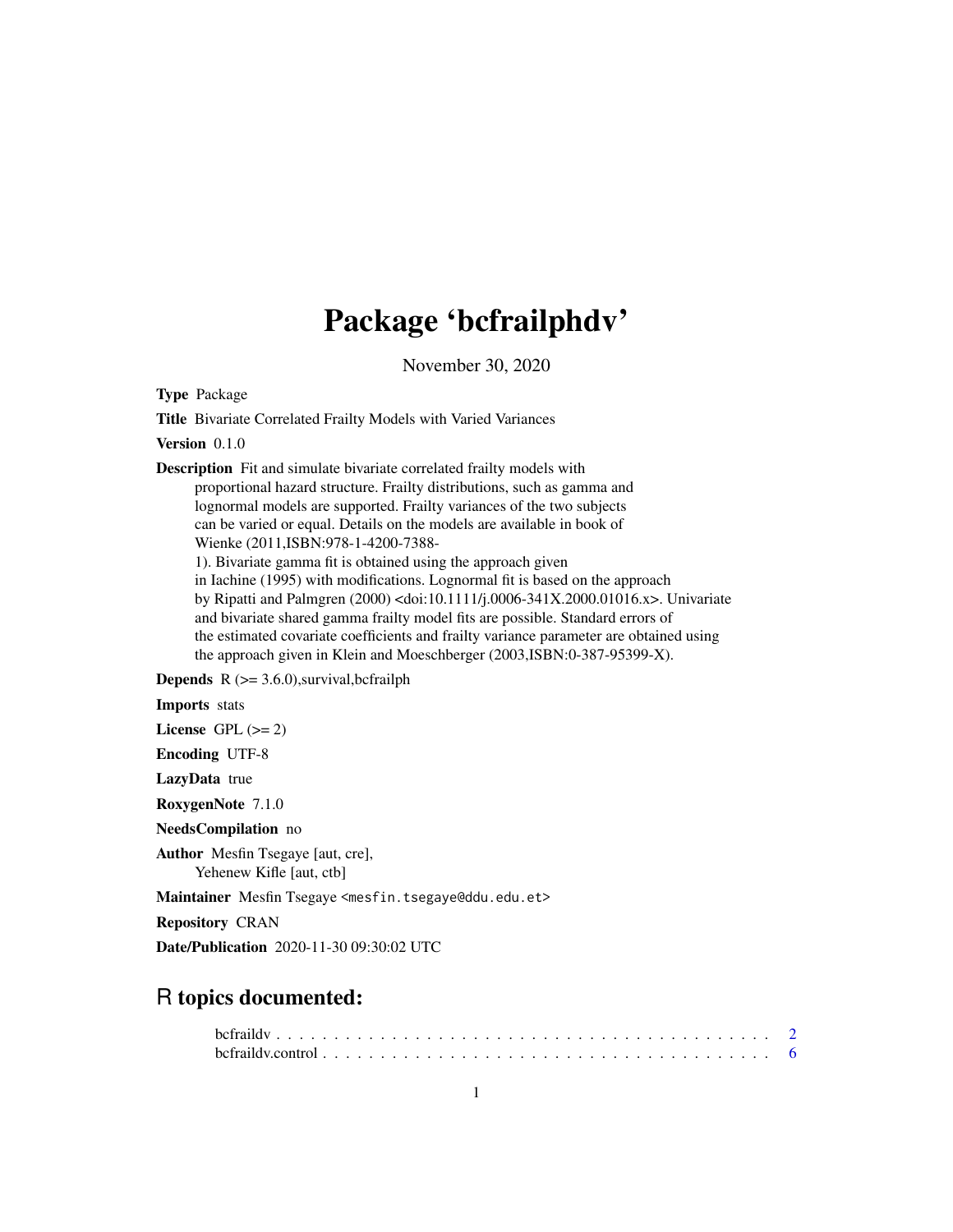# Package 'bcfrailphdv'

November 30, 2020

**Type** Package

**Title** Bivariate Correlated Frailty Models with Varied Variances

**Version** 0.1.0

**Description** Fit and simulate bivariate correlated frailty models with proportional hazard structure. Frailty distributions, such as gamma and lognormal models are supported. Frailty variances of the two subjects can be varied or equal. Details on the models are available in book of Wienke (2011,ISBN:978-1-4200-7388-1). Bivariate gamma fit is obtained using the approach given in Iachine (1995) with modifications. Lognormal fit is based on the approach by Ripatti and Palmgren (2000) <doi:10.1111/j.0006-341X.2000.01016.x>. Univariate and bivariate shared gamma frailty model fits are possible. Standard errors of the estimated covariate coefficients and frailty variance parameter are obtained using the approach given in Klein and Moeschberger (2003,ISBN:0-387-95399-X).

**Depends** R (>= 3.6.0),survival,bcfrailph

**Imports** stats

**License** GPL (>= 2)

**Encoding** UTF-8

**LazyData** true

**RoxygenNote** 7.1.0

**NeedsCompilation** no

**Author** Mesfin Tsegaye [aut, cre], Yehenew Kifle [aut, ctb]

**Maintainer** Mesfin Tsegaye <mesfin.tsegaye@ddu.edu.et>

**Repository** CRAN

**Date/Publication** 2020-11-30 09:30:02 UTC

## R topics documented:

bcfraildv . . . . . . . . . . . . . . . . . . . . . . . . . . . . . . . . . . . . . . . . . 2
bcfraildv.control . . . . . . . . . . . . . . . . . . . . . . . . . . . . . . . . . . . . . 6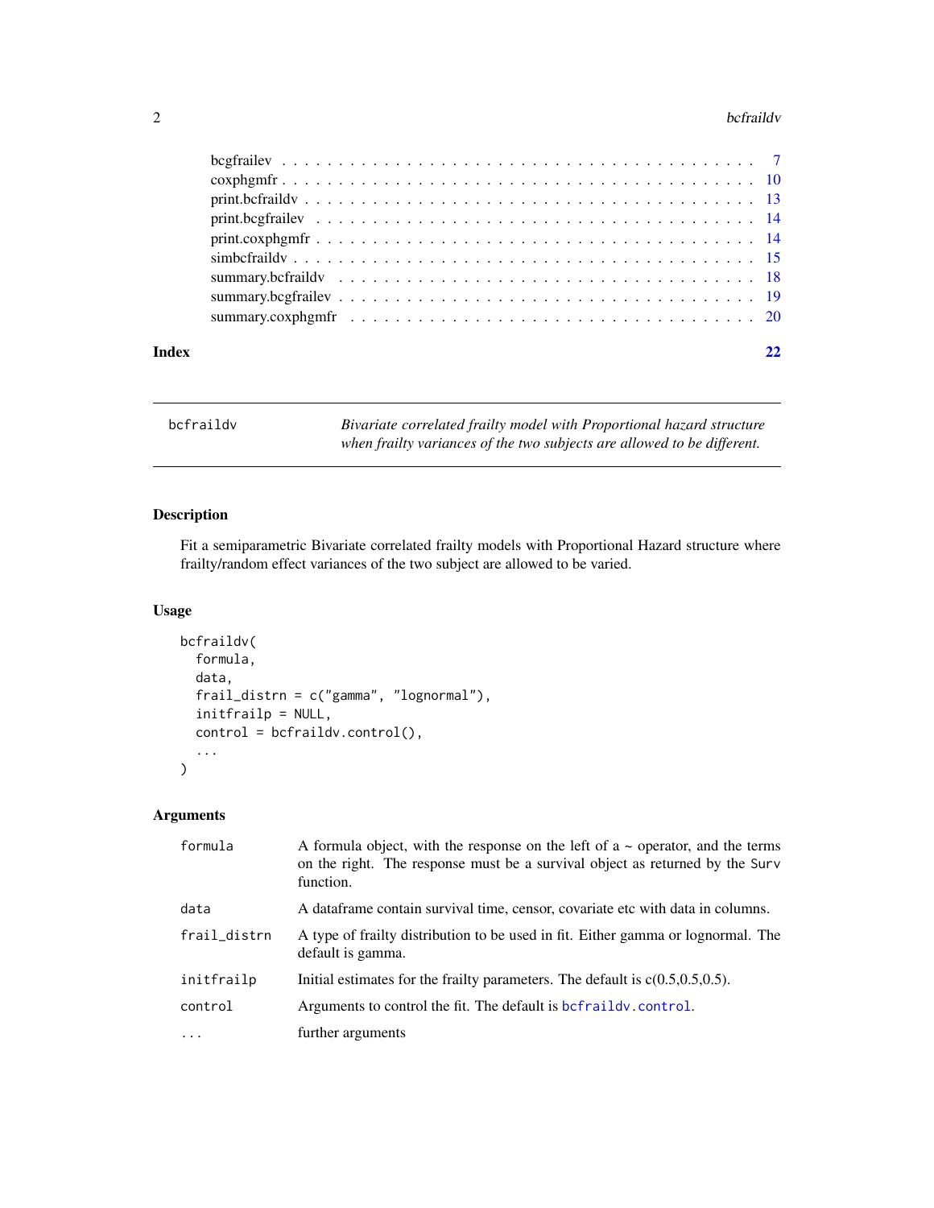| | |
|---|---|
| bcgfrailev | 7 |
| coxphgmfr | 10 |
| print.bcfraildv | 13 |
| print.bcgfrailev | 14 |
| print.coxphgmfr | 14 |
| simbcfraildv | 15 |
| summary.bcfraildv | 18 |
| summary.bcgfrailev | 19 |
| summary.coxphgmfr | 20 |

**Index** **22**

---

`bcfraildv` *Bivariate correlated frailty model with Proportional hazard structure when frailty variances of the two subjects are allowed to be different.*

---

## Description

Fit a semiparametric Bivariate correlated frailty models with Proportional Hazard structure where frailty/random effect variances of the two subject are allowed to be varied.

## Usage

```
bcfraildv(
  formula,
  data,
  frail_distrn = c("gamma", "lognormal"),
  initfrailp = NULL,
  control = bcfraildv.control(),
  ...
)
```

## Arguments

| | |
|---|---|
| `formula` | A formula object, with the response on the left of a ~ operator, and the terms on the right. The response must be a survival object as returned by the `Surv` function. |
| `data` | A dataframe contain survival time, censor, covariate etc with data in columns. |
| `frail_distrn` | A type of frailty distribution to be used in fit. Either gamma or lognormal. The default is gamma. |
| `initfrailp` | Initial estimates for the frailty parameters. The default is c(0.5,0.5,0.5). |
| `control` | Arguments to control the fit. The default is `bcfraildv.control`. |
| `...` | further arguments |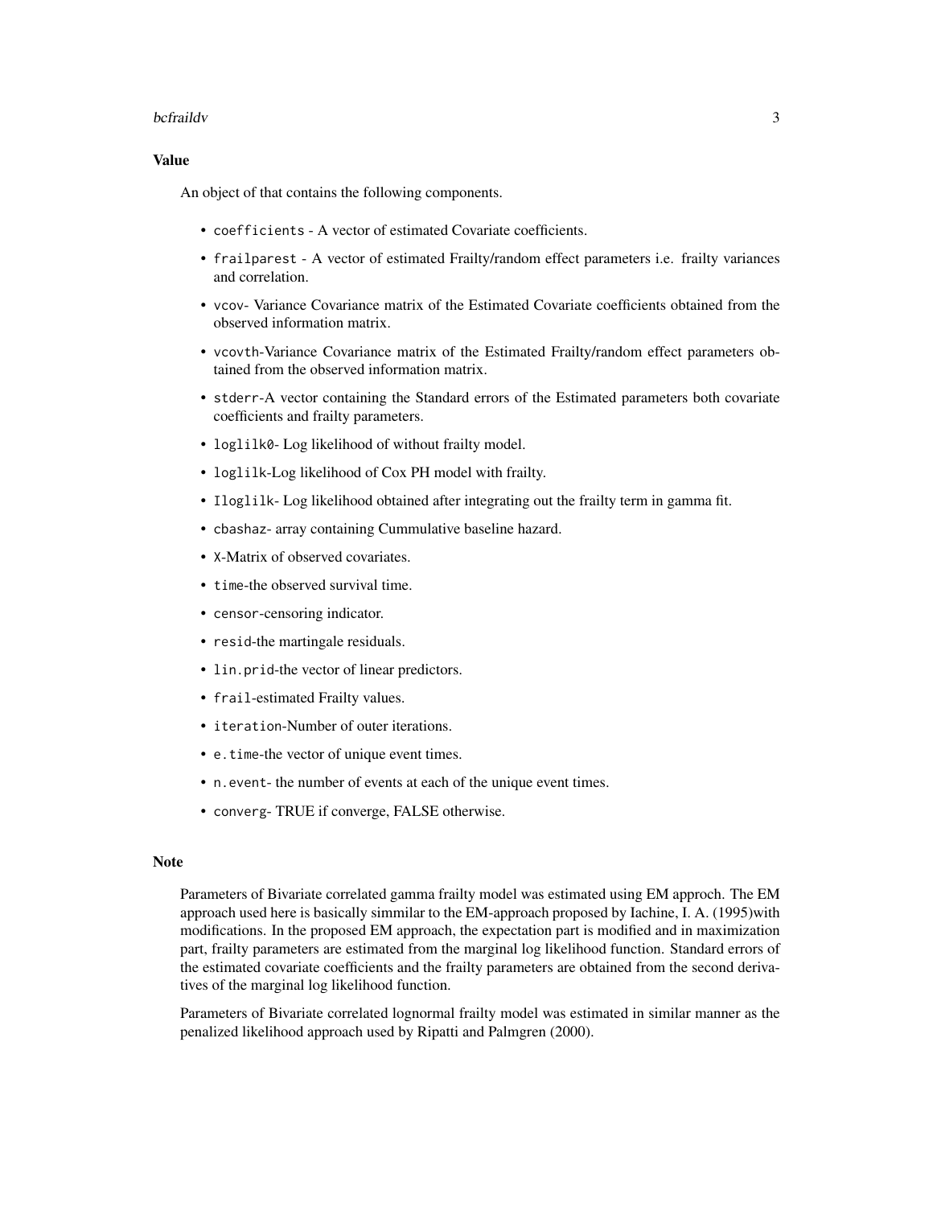### Value

An object of that contains the following components.

- `coefficients` - A vector of estimated Covariate coefficients.
- `frailparest` - A vector of estimated Frailty/random effect parameters i.e. frailty variances and correlation.
- `vcov`- Variance Covariance matrix of the Estimated Covariate coefficients obtained from the observed information matrix.
- `vcovth`-Variance Covariance matrix of the Estimated Frailty/random effect parameters obtained from the observed information matrix.
- `stderr`-A vector containing the Standard errors of the Estimated parameters both covariate coefficients and frailty parameters.
- `loglilk0`- Log likelihood of without frailty model.
- `loglilk`-Log likelihood of Cox PH model with frailty.
- `Iloglilk`- Log likelihood obtained after integrating out the frailty term in gamma fit.
- `cbashaz`- array containing Cummulative baseline hazard.
- `X`-Matrix of observed covariates.
- `time`-the observed survival time.
- `censor`-censoring indicator.
- `resid`-the martingale residuals.
- `lin.prid`-the vector of linear predictors.
- `frail`-estimated Frailty values.
- `iteration`-Number of outer iterations.
- `e.time`-the vector of unique event times.
- `n.event`- the number of events at each of the unique event times.
- `converg`- TRUE if converge, FALSE otherwise.

### Note

Parameters of Bivariate correlated gamma frailty model was estimated using EM approch. The EM approach used here is basically simmilar to the EM-approach proposed by Iachine, I. A. (1995)with modifications. In the proposed EM approach, the expectation part is modified and in maximization part, frailty parameters are estimated from the marginal log likelihood function. Standard errors of the estimated covariate coefficients and the frailty parameters are obtained from the second derivatives of the marginal log likelihood function.

Parameters of Bivariate correlated lognormal frailty model was estimated in similar manner as the penalized likelihood approach used by Ripatti and Palmgren (2000).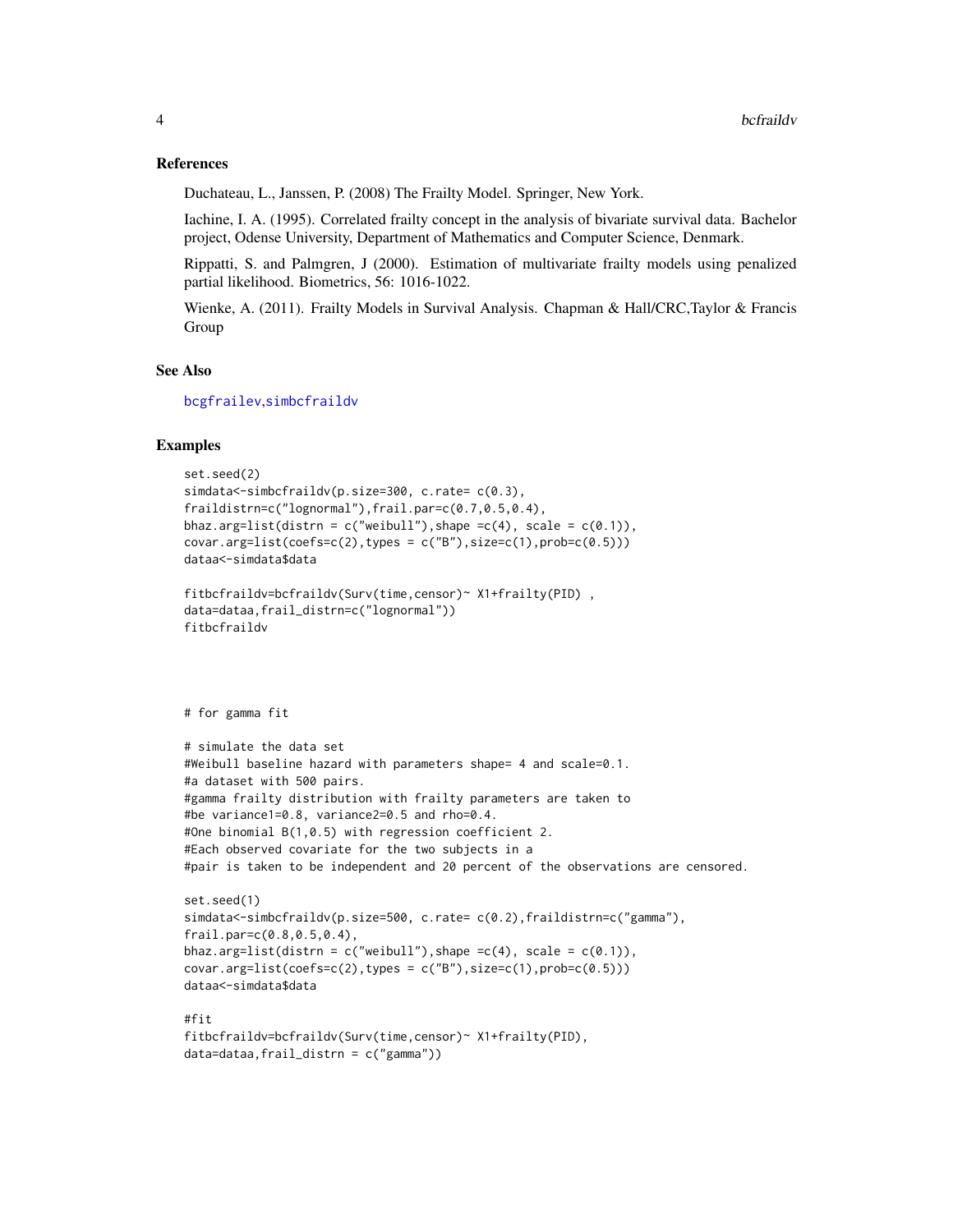## References

Duchateau, L., Janssen, P. (2008) The Frailty Model. Springer, New York.

Iachine, I. A. (1995). Correlated frailty concept in the analysis of bivariate survival data. Bachelor project, Odense University, Department of Mathematics and Computer Science, Denmark.

Rippatti, S. and Palmgren, J (2000). Estimation of multivariate frailty models using penalized partial likelihood. Biometrics, 56: 1016-1022.

Wienke, A. (2011). Frailty Models in Survival Analysis. Chapman & Hall/CRC,Taylor & Francis Group

## See Also

bcgfrailev,simbcfraildv

## Examples

```
set.seed(2)
simdata<-simbcfraildv(p.size=300, c.rate= c(0.3),
fraildistrn=c("lognormal"),frail.par=c(0.7,0.5,0.4),
bhaz.arg=list(distrn = c("weibull"),shape =c(4), scale = c(0.1)),
covar.arg=list(coefs=c(2),types = c("B"),size=c(1),prob=c(0.5)))
dataa<-simdata$data

fitbcfraildv=bcfraildv(Surv(time,censor)~ X1+frailty(PID) ,
data=dataa,frail_distrn=c("lognormal"))
fitbcfraildv




# for gamma fit

# simulate the data set
#Weibull baseline hazard with parameters shape= 4 and scale=0.1.
#a dataset with 500 pairs.
#gamma frailty distribution with frailty parameters are taken to
#be variance1=0.8, variance2=0.5 and rho=0.4.
#One binomial B(1,0.5) with regression coefficient 2.
#Each observed covariate for the two subjects in a
#pair is taken to be independent and 20 percent of the observations are censored.

set.seed(1)
simdata<-simbcfraildv(p.size=500, c.rate= c(0.2),fraildistrn=c("gamma"),
frail.par=c(0.8,0.5,0.4),
bhaz.arg=list(distrn = c("weibull"),shape =c(4), scale = c(0.1)),
covar.arg=list(coefs=c(2),types = c("B"),size=c(1),prob=c(0.5)))
dataa<-simdata$data

#fit
fitbcfraildv=bcfraildv(Surv(time,censor)~ X1+frailty(PID),
data=dataa,frail_distrn = c("gamma"))
```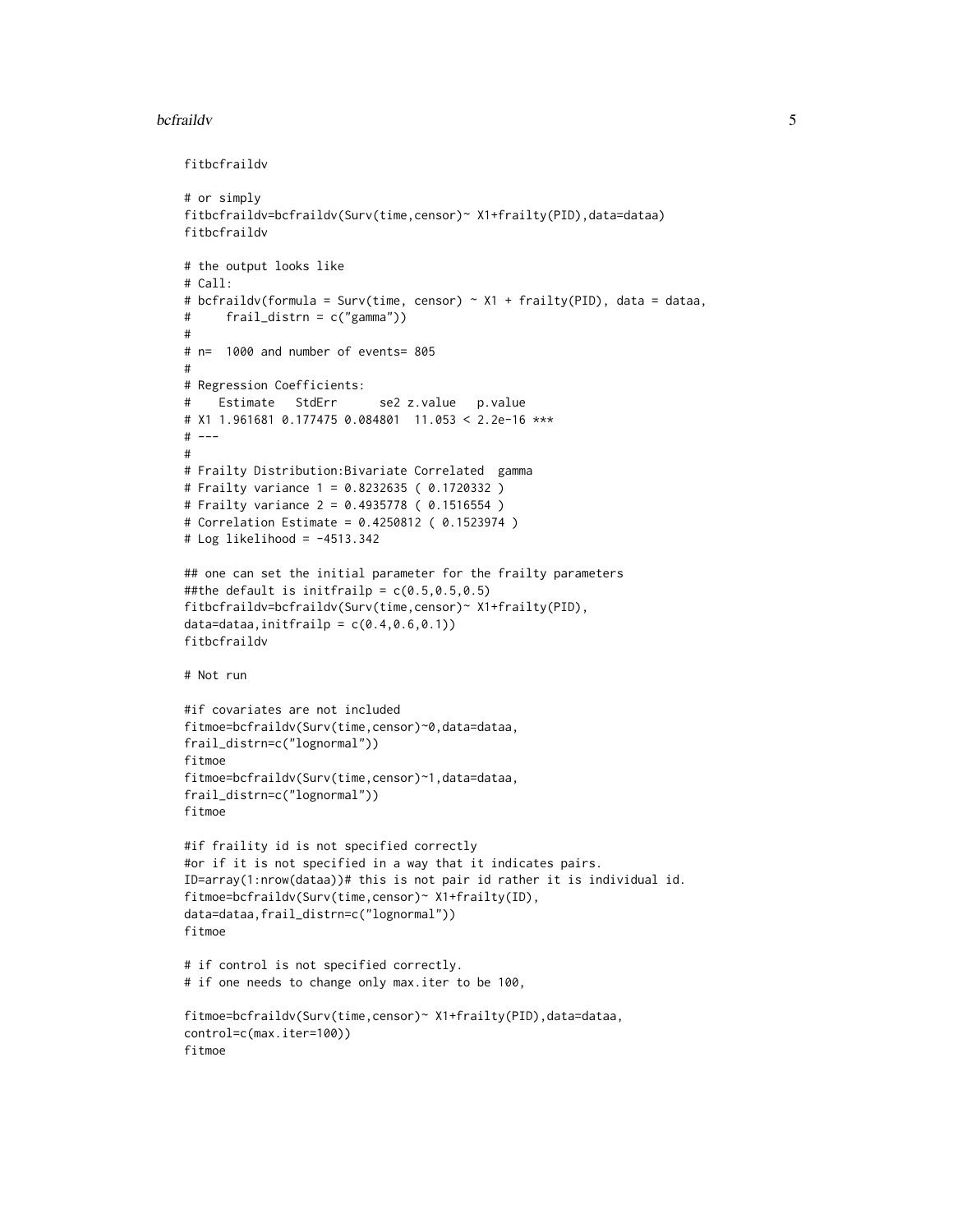```
fitbcfraildv

# or simply
fitbcfraildv=bcfraildv(Surv(time,censor)~ X1+frailty(PID),data=dataa)
fitbcfraildv

# the output looks like
# Call:
# bcfraildv(formula = Surv(time, censor) ~ X1 + frailty(PID), data = dataa,
#     frail_distrn = c("gamma"))
#
# n=  1000 and number of events= 805
#
# Regression Coefficients:
#    Estimate   StdErr      se2 z.value   p.value
# X1 1.961681 0.177475 0.084801  11.053 < 2.2e-16 ***
# ---
#
# Frailty Distribution:Bivariate Correlated  gamma
# Frailty variance 1 = 0.8232635 ( 0.1720332 )
# Frailty variance 2 = 0.4935778 ( 0.1516554 )
# Correlation Estimate = 0.4250812 ( 0.1523974 )
# Log likelihood = -4513.342

## one can set the initial parameter for the frailty parameters
##the default is initfrailp = c(0.5,0.5,0.5)
fitbcfraildv=bcfraildv(Surv(time,censor)~ X1+frailty(PID),
data=dataa,initfrailp = c(0.4,0.6,0.1))
fitbcfraildv

# Not run

#if covariates are not included
fitmoe=bcfraildv(Surv(time,censor)~0,data=dataa,
frail_distrn=c("lognormal"))
fitmoe
fitmoe=bcfraildv(Surv(time,censor)~1,data=dataa,
frail_distrn=c("lognormal"))
fitmoe

#if fraility id is not specified correctly
#or if it is not specified in a way that it indicates pairs.
ID=array(1:nrow(dataa))# this is not pair id rather it is individual id.
fitmoe=bcfraildv(Surv(time,censor)~ X1+frailty(ID),
data=dataa,frail_distrn=c("lognormal"))
fitmoe

# if control is not specified correctly.
# if one needs to change only max.iter to be 100,

fitmoe=bcfraildv(Surv(time,censor)~ X1+frailty(PID),data=dataa,
control=c(max.iter=100))
fitmoe
```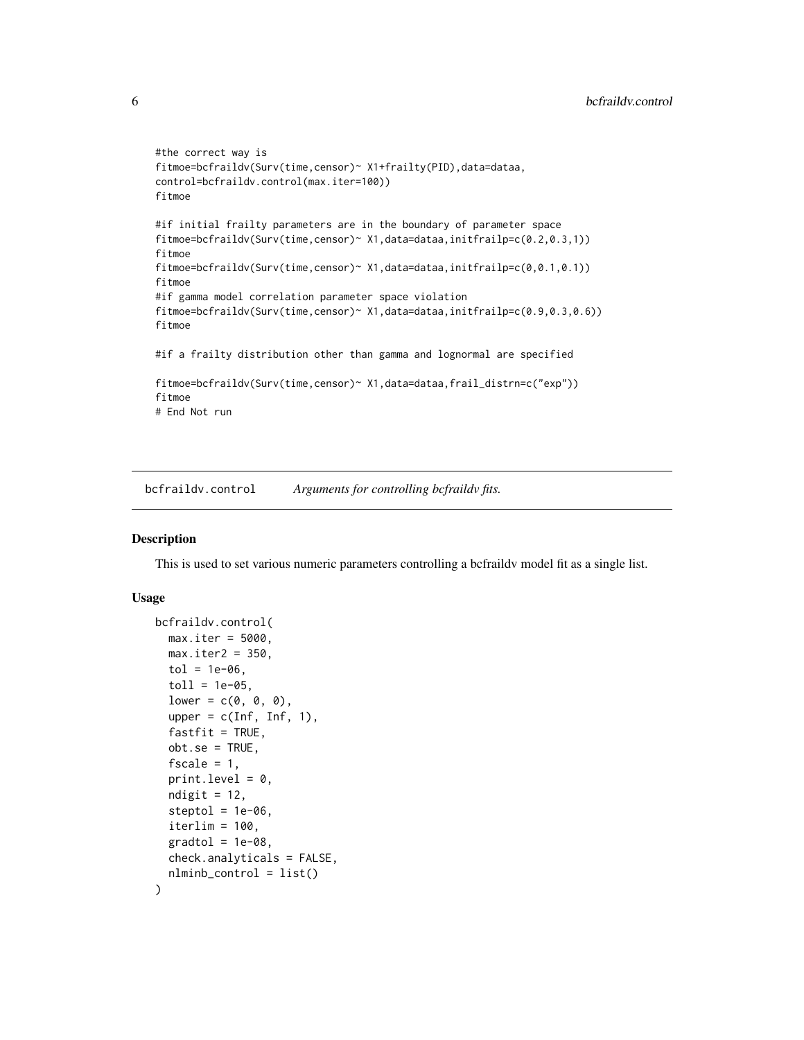```
#the correct way is
fitmoe=bcfraildv(Surv(time,censor)~ X1+frailty(PID),data=dataa,
control=bcfraildv.control(max.iter=100))
fitmoe

#if initial frailty parameters are in the boundary of parameter space
fitmoe=bcfraildv(Surv(time,censor)~ X1,data=dataa,initfrailp=c(0.2,0.3,1))
fitmoe
fitmoe=bcfraildv(Surv(time,censor)~ X1,data=dataa,initfrailp=c(0,0.1,0.1))
fitmoe
#if gamma model correlation parameter space violation
fitmoe=bcfraildv(Surv(time,censor)~ X1,data=dataa,initfrailp=c(0.9,0.3,0.6))
fitmoe

#if a frailty distribution other than gamma and lognormal are specified

fitmoe=bcfraildv(Surv(time,censor)~ X1,data=dataa,frail_distrn=c("exp"))
fitmoe
# End Not run
```

---

## bcfraildv.control — *Arguments for controlling bcfraildv fits.*

---

### Description

This is used to set various numeric parameters controlling a bcfraildv model fit as a single list.

### Usage

```
bcfraildv.control(
  max.iter = 5000,
  max.iter2 = 350,
  tol = 1e-06,
  toll = 1e-05,
  lower = c(0, 0, 0),
  upper = c(Inf, Inf, 1),
  fastfit = TRUE,
  obt.se = TRUE,
  fscale = 1,
  print.level = 0,
  ndigit = 12,
  steptol = 1e-06,
  iterlim = 100,
  gradtol = 1e-08,
  check.analyticals = FALSE,
  nlminb_control = list()
)
```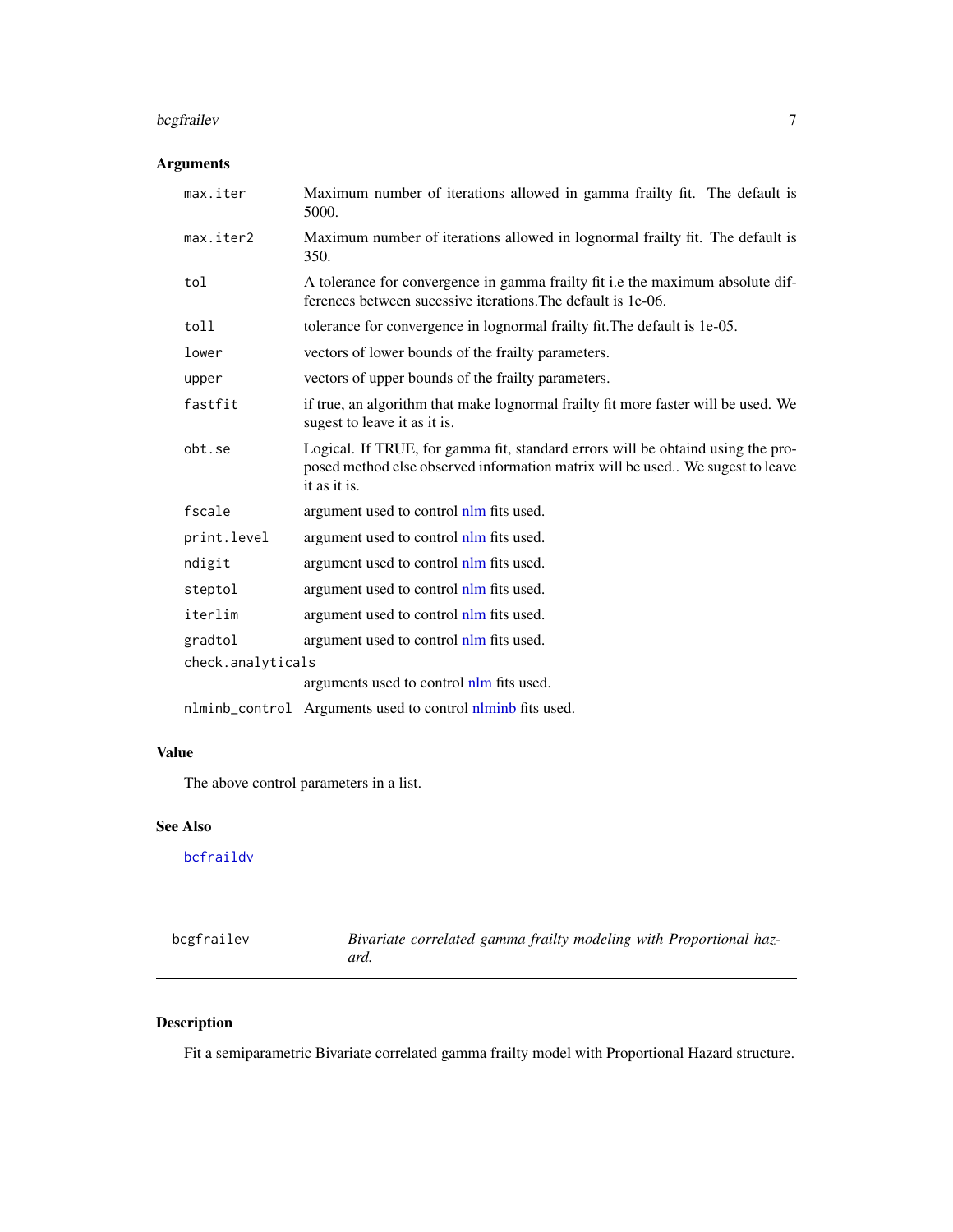### Arguments

| | |
|---|---|
| max.iter | Maximum number of iterations allowed in gamma frailty fit. The default is 5000. |
| max.iter2 | Maximum number of iterations allowed in lognormal frailty fit. The default is 350. |
| tol | A tolerance for convergence in gamma frailty fit i.e the maximum absolute differences between succssive iterations.The default is 1e-06. |
| toll | tolerance for convergence in lognormal frailty fit.The default is 1e-05. |
| lower | vectors of lower bounds of the frailty parameters. |
| upper | vectors of upper bounds of the frailty parameters. |
| fastfit | if true, an algorithm that make lognormal frailty fit more faster will be used. We sugest to leave it as it is. |
| obt.se | Logical. If TRUE, for gamma fit, standard errors will be obtaind using the proposed method else observed information matrix will be used.. We sugest to leave it as it is. |
| fscale | argument used to control nlm fits used. |
| print.level | argument used to control nlm fits used. |
| ndigit | argument used to control nlm fits used. |
| steptol | argument used to control nlm fits used. |
| iterlim | argument used to control nlm fits used. |
| gradtol | argument used to control nlm fits used. |
| check.analyticals | arguments used to control nlm fits used. |
| nlminb_control | Arguments used to control nlminb fits used. |

### Value

The above control parameters in a list.

### See Also

bcfraildv

---

## bcgfrailev — *Bivariate correlated gamma frailty modeling with Proportional hazard.*

---

### Description

Fit a semiparametric Bivariate correlated gamma frailty model with Proportional Hazard structure.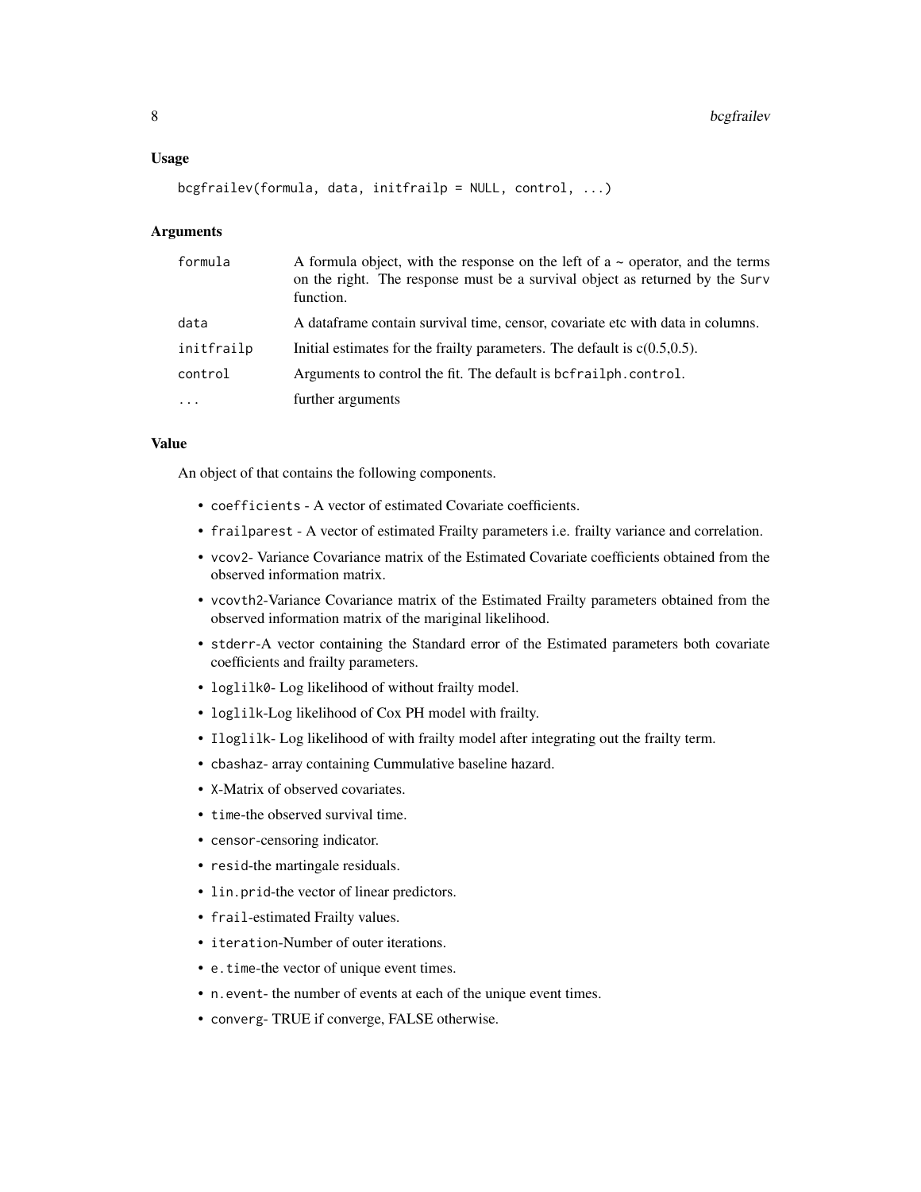### Usage

```
bcgfrailev(formula, data, initfrailp = NULL, control, ...)
```

### Arguments

| | |
|---|---|
| `formula` | A formula object, with the response on the left of a ~ operator, and the terms on the right. The response must be a survival object as returned by the `Surv` function. |
| `data` | A dataframe contain survival time, censor, covariate etc with data in columns. |
| `initfrailp` | Initial estimates for the frailty parameters. The default is c(0.5,0.5). |
| `control` | Arguments to control the fit. The default is `bcfrailph.control`. |
| `...` | further arguments |

### Value

An object of that contains the following components.

- `coefficients` - A vector of estimated Covariate coefficients.
- `frailparest` - A vector of estimated Frailty parameters i.e. frailty variance and correlation.
- `vcov2`- Variance Covariance matrix of the Estimated Covariate coefficients obtained from the observed information matrix.
- `vcovth2`-Variance Covariance matrix of the Estimated Frailty parameters obtained from the observed information matrix of the mariginal likelihood.
- `stderr`-A vector containing the Standard error of the Estimated parameters both covariate coefficients and frailty parameters.
- `loglilk0`- Log likelihood of without frailty model.
- `loglilk`-Log likelihood of Cox PH model with frailty.
- `Iloglilk`- Log likelihood of with frailty model after integrating out the frailty term.
- `cbashaz`- array containing Cummulative baseline hazard.
- `X`-Matrix of observed covariates.
- `time`-the observed survival time.
- `censor`-censoring indicator.
- `resid`-the martingale residuals.
- `lin.prid`-the vector of linear predictors.
- `frail`-estimated Frailty values.
- `iteration`-Number of outer iterations.
- `e.time`-the vector of unique event times.
- `n.event`- the number of events at each of the unique event times.
- `converg`- TRUE if converge, FALSE otherwise.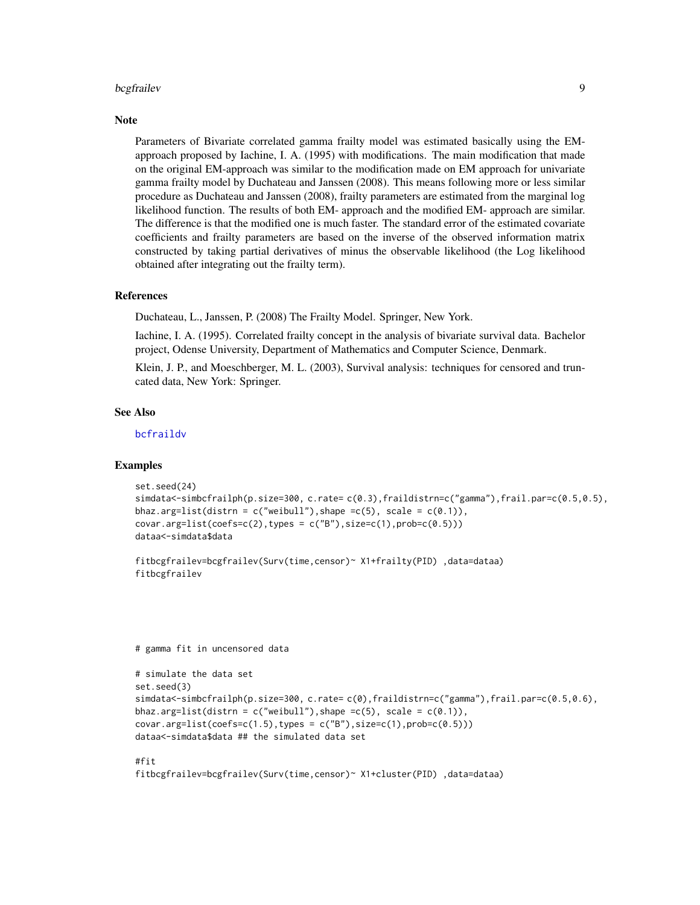### Note

Parameters of Bivariate correlated gamma frailty model was estimated basically using the EM-approach proposed by Iachine, I. A. (1995) with modifications. The main modification that made on the original EM-approach was similar to the modification made on EM approach for univariate gamma frailty model by Duchateau and Janssen (2008). This means following more or less similar procedure as Duchateau and Janssen (2008), frailty parameters are estimated from the marginal log likelihood function. The results of both EM- approach and the modified EM- approach are similar. The difference is that the modified one is much faster. The standard error of the estimated covariate coefficients and frailty parameters are based on the inverse of the observed information matrix constructed by taking partial derivatives of minus the observable likelihood (the Log likelihood obtained after integrating out the frailty term).

### References

Duchateau, L., Janssen, P. (2008) The Frailty Model. Springer, New York.

Iachine, I. A. (1995). Correlated frailty concept in the analysis of bivariate survival data. Bachelor project, Odense University, Department of Mathematics and Computer Science, Denmark.

Klein, J. P., and Moeschberger, M. L. (2003), Survival analysis: techniques for censored and truncated data, New York: Springer.

### See Also

bcfraildv

### Examples

```
set.seed(24)
simdata<-simbcfrailph(p.size=300, c.rate= c(0.3),fraildistrn=c("gamma"),frail.par=c(0.5,0.5),
bhaz.arg=list(distrn = c("weibull"),shape =c(5), scale = c(0.1)),
covar.arg=list(coefs=c(2),types = c("B"),size=c(1),prob=c(0.5)))
dataa<-simdata$data

fitbcgfrailev=bcgfrailev(Surv(time,censor)~ X1+frailty(PID) ,data=dataa)
fitbcgfrailev




# gamma fit in uncensored data

# simulate the data set
set.seed(3)
simdata<-simbcfrailph(p.size=300, c.rate= c(0),fraildistrn=c("gamma"),frail.par=c(0.5,0.6),
bhaz.arg=list(distrn = c("weibull"),shape =c(5), scale = c(0.1)),
covar.arg=list(coefs=c(1.5),types = c("B"),size=c(1),prob=c(0.5)))
dataa<-simdata$data ## the simulated data set

#fit
fitbcgfrailev=bcgfrailev(Surv(time,censor)~ X1+cluster(PID) ,data=dataa)
```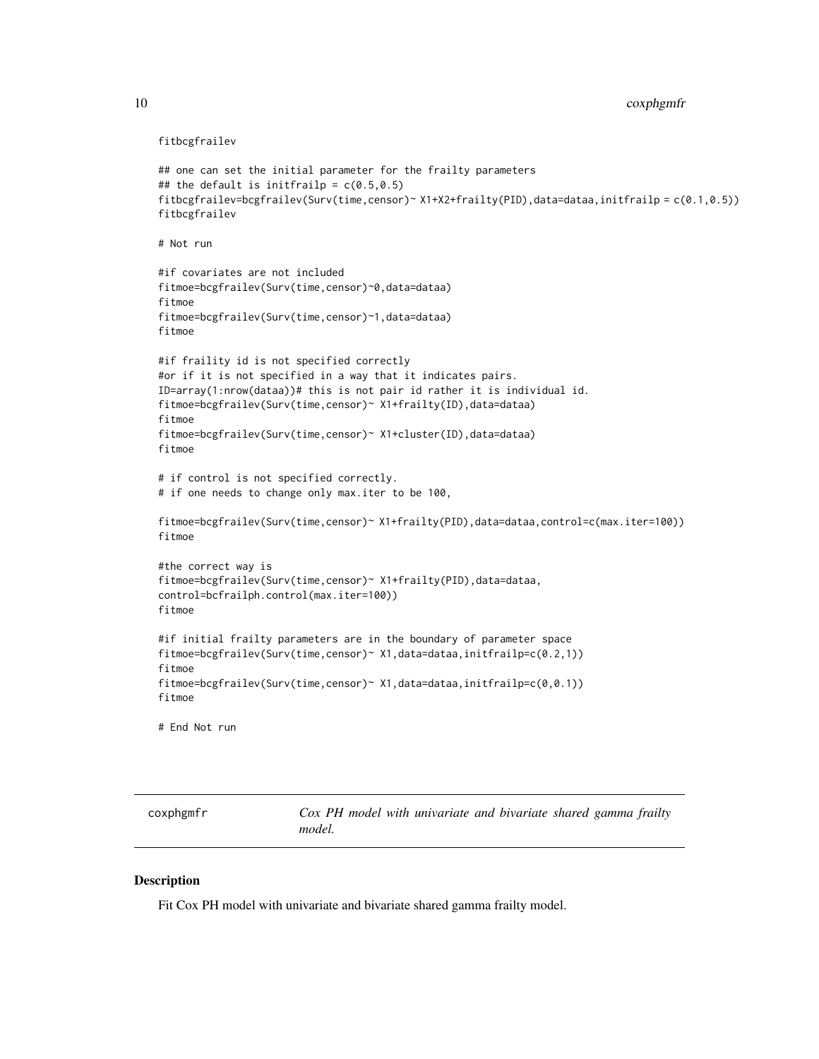```
fitbcgfrailev

## one can set the initial parameter for the frailty parameters
## the default is initfrailp = c(0.5,0.5)
fitbcgfrailev=bcgfrailev(Surv(time,censor)~ X1+X2+frailty(PID),data=dataa,initfrailp = c(0.1,0.5))
fitbcgfrailev

# Not run

#if covariates are not included
fitmoe=bcgfrailev(Surv(time,censor)~0,data=dataa)
fitmoe
fitmoe=bcgfrailev(Surv(time,censor)~1,data=dataa)
fitmoe

#if fraility id is not specified correctly
#or if it is not specified in a way that it indicates pairs.
ID=array(1:nrow(dataa))# this is not pair id rather it is individual id.
fitmoe=bcgfrailev(Surv(time,censor)~ X1+frailty(ID),data=dataa)
fitmoe
fitmoe=bcgfrailev(Surv(time,censor)~ X1+cluster(ID),data=dataa)
fitmoe

# if control is not specified correctly.
# if one needs to change only max.iter to be 100,

fitmoe=bcgfrailev(Surv(time,censor)~ X1+frailty(PID),data=dataa,control=c(max.iter=100))
fitmoe

#the correct way is
fitmoe=bcgfrailev(Surv(time,censor)~ X1+frailty(PID),data=dataa,
control=bcfrailph.control(max.iter=100))
fitmoe

#if initial frailty parameters are in the boundary of parameter space
fitmoe=bcgfrailev(Surv(time,censor)~ X1,data=dataa,initfrailp=c(0.2,1))
fitmoe
fitmoe=bcgfrailev(Surv(time,censor)~ X1,data=dataa,initfrailp=c(0,0.1))
fitmoe

# End Not run
```

---

## coxphgmfr — *Cox PH model with univariate and bivariate shared gamma frailty model.*

### Description

Fit Cox PH model with univariate and bivariate shared gamma frailty model.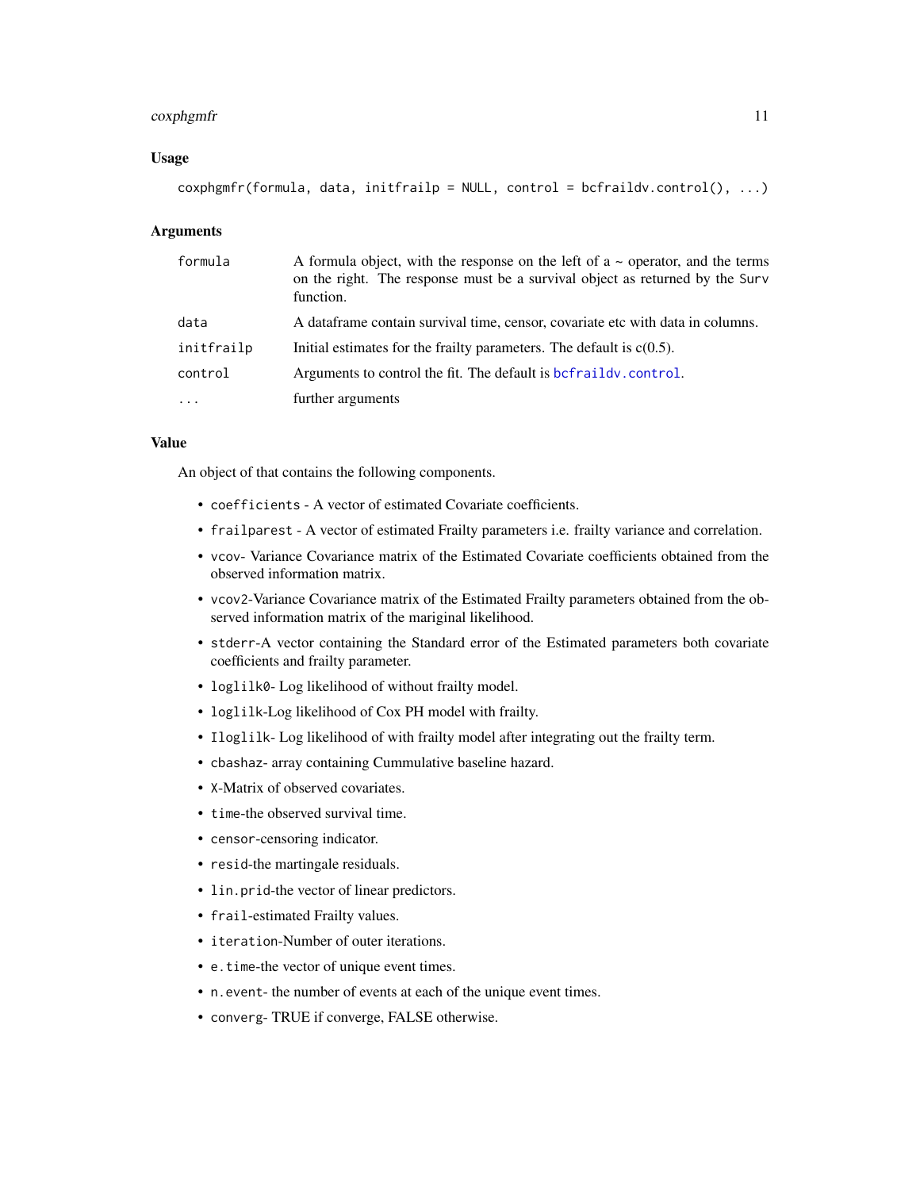## Usage

```
coxphgmfr(formula, data, initfrailp = NULL, control = bcfraildv.control(), ...)
```

## Arguments

| | |
|---|---|
| formula | A formula object, with the response on the left of a ~ operator, and the terms on the right. The response must be a survival object as returned by the Surv function. |
| data | A dataframe contain survival time, censor, covariate etc with data in columns. |
| initfrailp | Initial estimates for the frailty parameters. The default is c(0.5). |
| control | Arguments to control the fit. The default is bcfraildv.control. |
| ... | further arguments |

## Value

An object of that contains the following components.

- coefficients - A vector of estimated Covariate coefficients.
- frailparest - A vector of estimated Frailty parameters i.e. frailty variance and correlation.
- vcov- Variance Covariance matrix of the Estimated Covariate coefficients obtained from the observed information matrix.
- vcov2-Variance Covariance matrix of the Estimated Frailty parameters obtained from the observed information matrix of the mariginal likelihood.
- stderr-A vector containing the Standard error of the Estimated parameters both covariate coefficients and frailty parameter.
- loglilk0- Log likelihood of without frailty model.
- loglilk-Log likelihood of Cox PH model with frailty.
- Iloglilk- Log likelihood of with frailty model after integrating out the frailty term.
- cbashaz- array containing Cummulative baseline hazard.
- X-Matrix of observed covariates.
- time-the observed survival time.
- censor-censoring indicator.
- resid-the martingale residuals.
- lin.prid-the vector of linear predictors.
- frail-estimated Frailty values.
- iteration-Number of outer iterations.
- e.time-the vector of unique event times.
- n.event- the number of events at each of the unique event times.
- converg- TRUE if converge, FALSE otherwise.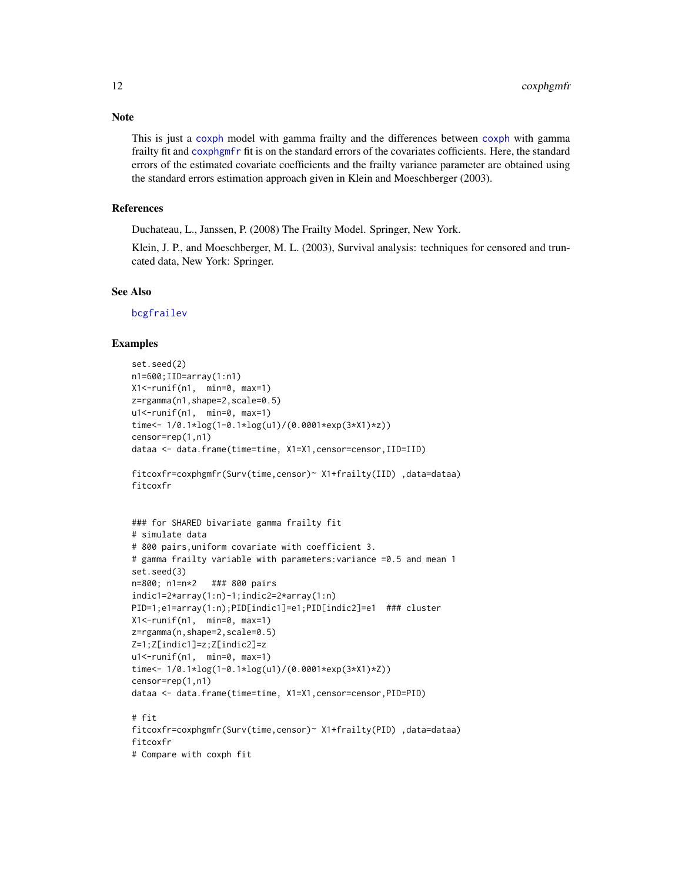## Note

This is just a coxph model with gamma frailty and the differences between coxph with gamma frailty fit and coxphgmfr fit is on the standard errors of the covariates cofficients. Here, the standard errors of the estimated covariate coefficients and the frailty variance parameter are obtained using the standard errors estimation approach given in Klein and Moeschberger (2003).

## References

Duchateau, L., Janssen, P. (2008) The Frailty Model. Springer, New York.

Klein, J. P., and Moeschberger, M. L. (2003), Survival analysis: techniques for censored and truncated data, New York: Springer.

## See Also

bcgfrailev

## Examples

```
set.seed(2)
n1=600;IID=array(1:n1)
X1<-runif(n1,  min=0, max=1)
z=rgamma(n1,shape=2,scale=0.5)
u1<-runif(n1,  min=0, max=1)
time<- 1/0.1*log(1-0.1*log(u1)/(0.0001*exp(3*X1)*z))
censor=rep(1,n1)
dataa <- data.frame(time=time, X1=X1,censor=censor,IID=IID)

fitcoxfr=coxphgmfr(Surv(time,censor)~ X1+frailty(IID) ,data=dataa)
fitcoxfr


### for SHARED bivariate gamma frailty fit
# simulate data
# 800 pairs,uniform covariate with coefficient 3.
# gamma frailty variable with parameters:variance =0.5 and mean 1
set.seed(3)
n=800; n1=n*2   ### 800 pairs
indic1=2*array(1:n)-1;indic2=2*array(1:n)
PID=1;e1=array(1:n);PID[indic1]=e1;PID[indic2]=e1  ### cluster
X1<-runif(n1,  min=0, max=1)
z=rgamma(n,shape=2,scale=0.5)
Z=1;Z[indic1]=z;Z[indic2]=z
u1<-runif(n1,  min=0, max=1)
time<- 1/0.1*log(1-0.1*log(u1)/(0.0001*exp(3*X1)*Z))
censor=rep(1,n1)
dataa <- data.frame(time=time, X1=X1,censor=censor,PID=PID)

# fit
fitcoxfr=coxphgmfr(Surv(time,censor)~ X1+frailty(PID) ,data=dataa)
fitcoxfr
# Compare with coxph fit
```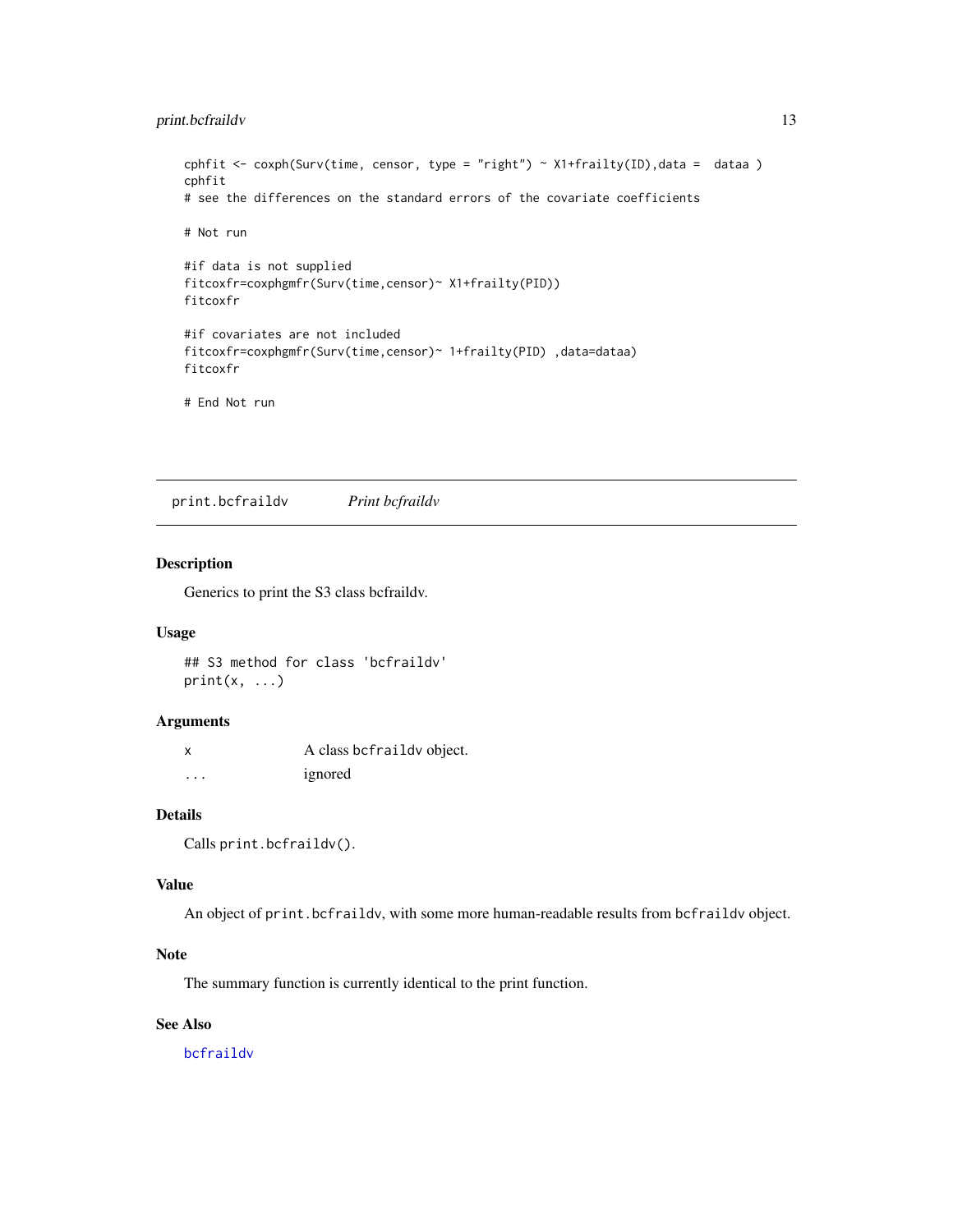```
cphfit <- coxph(Surv(time, censor, type = "right") ~ X1+frailty(ID),data =  dataa )
cphfit
# see the differences on the standard errors of the covariate coefficients

# Not run

#if data is not supplied
fitcoxfr=coxphgmfr(Surv(time,censor)~ X1+frailty(PID))
fitcoxfr

#if covariates are not included
fitcoxfr=coxphgmfr(Surv(time,censor)~ 1+frailty(PID) ,data=dataa)
fitcoxfr

# End Not run
```

## print.bcfraildv *Print bcfraildv*

### Description

Generics to print the S3 class bcfraildv.

### Usage

```
## S3 method for class 'bcfraildv'
print(x, ...)
```

### Arguments

| | |
|---|---|
| x | A class bcfraildv object. |
| ... | ignored |

### Details

Calls `print.bcfraildv()`.

### Value

An object of `print.bcfraildv`, with some more human-readable results from `bcfraildv` object.

### Note

The summary function is currently identical to the print function.

### See Also

bcfraildv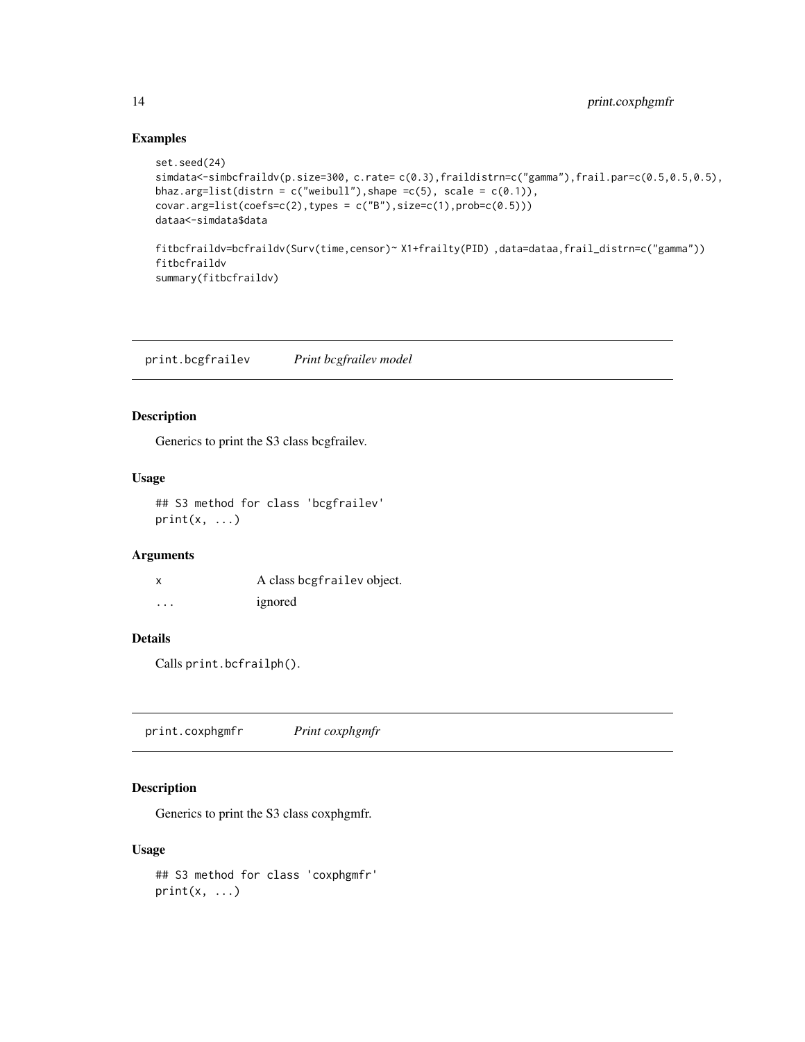## Examples

```
set.seed(24)
simdata<-simbcfraildv(p.size=300, c.rate= c(0.3),fraildistrn=c("gamma"),frail.par=c(0.5,0.5,0.5),
bhaz.arg=list(distrn = c("weibull"),shape =c(5), scale = c(0.1)),
covar.arg=list(coefs=c(2),types = c("B"),size=c(1),prob=c(0.5)))
dataa<-simdata$data

fitbcfraildv=bcfraildv(Surv(time,censor)~ X1+frailty(PID) ,data=dataa,frail_distrn=c("gamma"))
fitbcfraildv
summary(fitbcfraildv)
```

---

# print.bcgfrailev *Print bcgfrailev model*

## Description

Generics to print the S3 class bcgfrailev.

## Usage

```
## S3 method for class 'bcgfrailev'
print(x, ...)
```

## Arguments

| | |
|---|---|
| x | A class bcgfrailev object. |
| ... | ignored |

## Details

Calls `print.bcfrailph()`.

---

# print.coxphgmfr *Print coxphgmfr*

## Description

Generics to print the S3 class coxphgmfr.

## Usage

```
## S3 method for class 'coxphgmfr'
print(x, ...)
```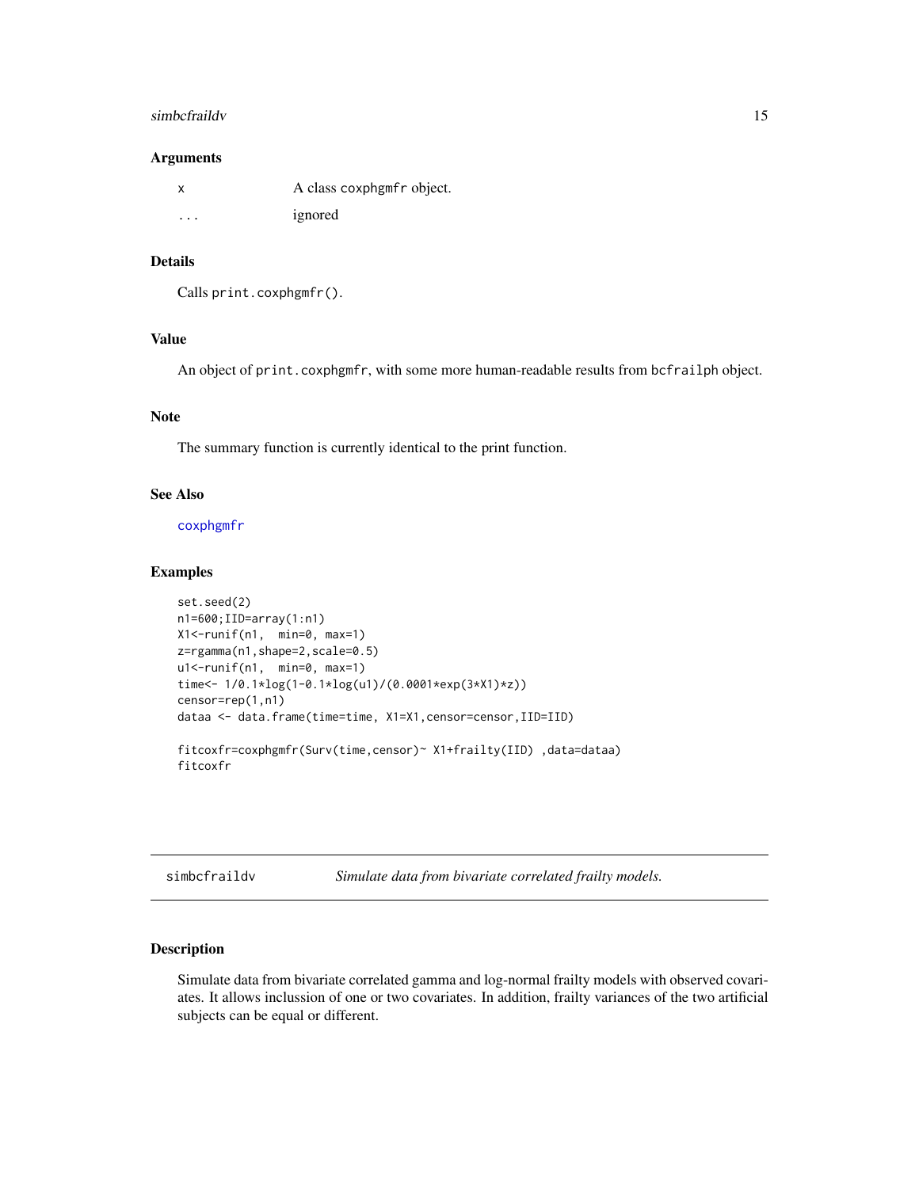### Arguments

| | |
|---|---|
| x | A class coxphgmfr object. |
| ... | ignored |

### Details

Calls print.coxphgmfr().

### Value

An object of print.coxphgmfr, with some more human-readable results from bcfrailph object.

### Note

The summary function is currently identical to the print function.

### See Also

coxphgmfr

### Examples

```
set.seed(2)
n1=600;IID=array(1:n1)
X1<-runif(n1,  min=0, max=1)
z=rgamma(n1,shape=2,scale=0.5)
u1<-runif(n1,  min=0, max=1)
time<- 1/0.1*log(1-0.1*log(u1)/(0.0001*exp(3*X1)*z))
censor=rep(1,n1)
dataa <- data.frame(time=time, X1=X1,censor=censor,IID=IID)

fitcoxfr=coxphgmfr(Surv(time,censor)~ X1+frailty(IID) ,data=dataa)
fitcoxfr
```

---

## simbcfraildv — *Simulate data from bivariate correlated frailty models.*

### Description

Simulate data from bivariate correlated gamma and log-normal frailty models with observed covariates. It allows inclussion of one or two covariates. In addition, frailty variances of the two artificial subjects can be equal or different.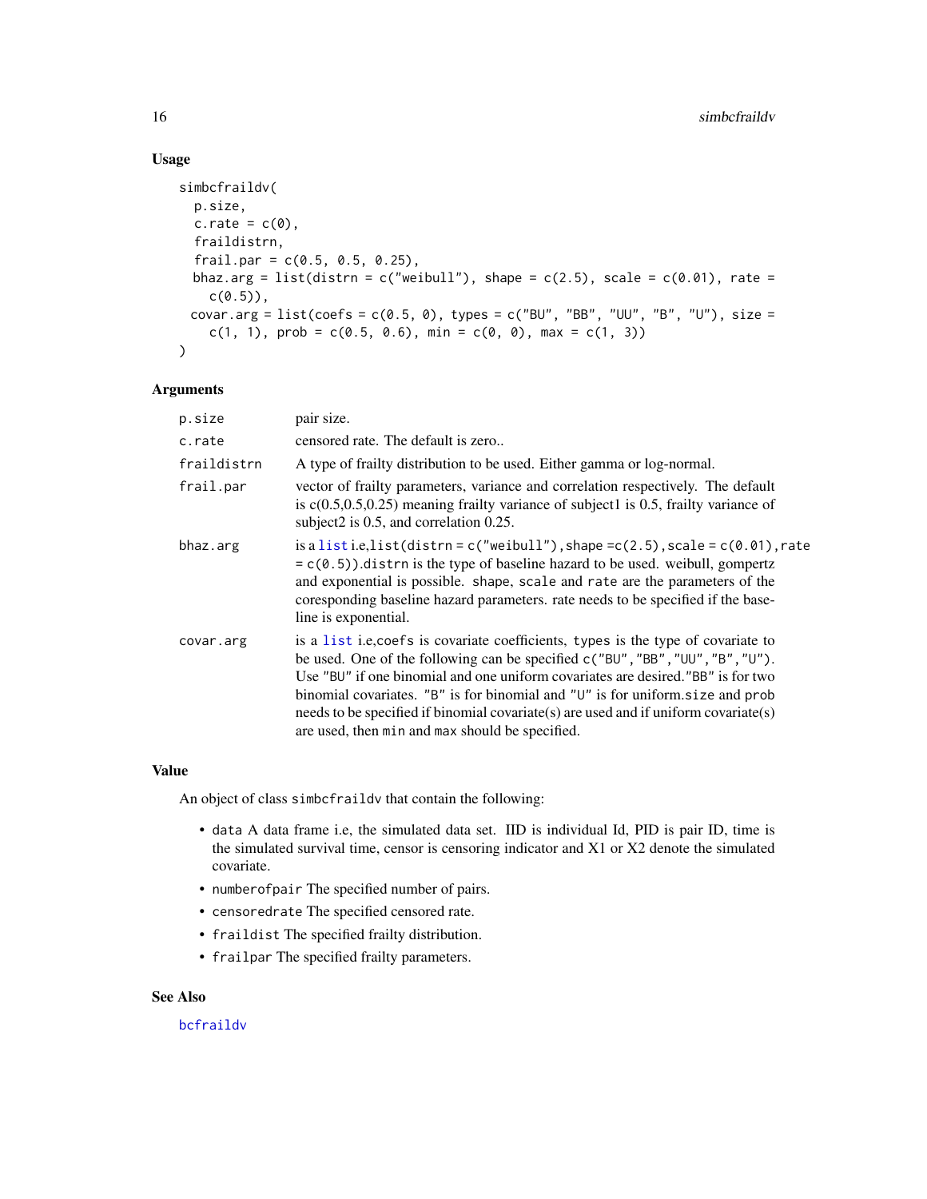## Usage

```
simbcfraildv(
  p.size,
  c.rate = c(0),
  fraildistrn,
  frail.par = c(0.5, 0.5, 0.25),
  bhaz.arg = list(distrn = c("weibull"), shape = c(2.5), scale = c(0.01), rate =
    c(0.5)),
  covar.arg = list(coefs = c(0.5, 0), types = c("BU", "BB", "UU", "B", "U"), size =
    c(1, 1), prob = c(0.5, 0.6), min = c(0, 0), max = c(1, 3))
)
```

## Arguments

| | |
|---|---|
| `p.size` | pair size. |
| `c.rate` | censored rate. The default is zero.. |
| `fraildistrn` | A type of frailty distribution to be used. Either gamma or log-normal. |
| `frail.par` | vector of frailty parameters, variance and correlation respectively. The default is c(0.5,0.5,0.25) meaning frailty variance of subject1 is 0.5, frailty variance of subject2 is 0.5, and correlation 0.25. |
| `bhaz.arg` | is a `list` i.e,`list(distrn = c("weibull"),shape =c(2.5),scale = c(0.01),rate = c(0.5))`.`distrn` is the type of baseline hazard to be used. weibull, gompertz and exponential is possible. `shape`, `scale` and `rate` are the parameters of the coresponding baseline hazard parameters. rate needs to be specified if the baseline is exponential. |
| `covar.arg` | is a `list` i.e,`coefs` is covariate coefficients, `types` is the type of covariate to be used. One of the following can be specified `c("BU","BB","UU","B","U")`. Use `"BU"` if one binomial and one uniform covariates are desired.`"BB"` is for two binomial covariates. `"B"` is for binomial and `"U"` is for uniform.`size` and `prob` needs to be specified if binomial covariate(s) are used and if uniform covariate(s) are used, then `min` and `max` should be specified. |

## Value

An object of class `simbcfraildv` that contain the following:

- `data` A data frame i.e, the simulated data set. IID is individual Id, PID is pair ID, time is the simulated survival time, censor is censoring indicator and X1 or X2 denote the simulated covariate.
- `numberofpair` The specified number of pairs.
- `censoredrate` The specified censored rate.
- `fraildist` The specified frailty distribution.
- `frailpar` The specified frailty parameters.

## See Also

`bcfraildv`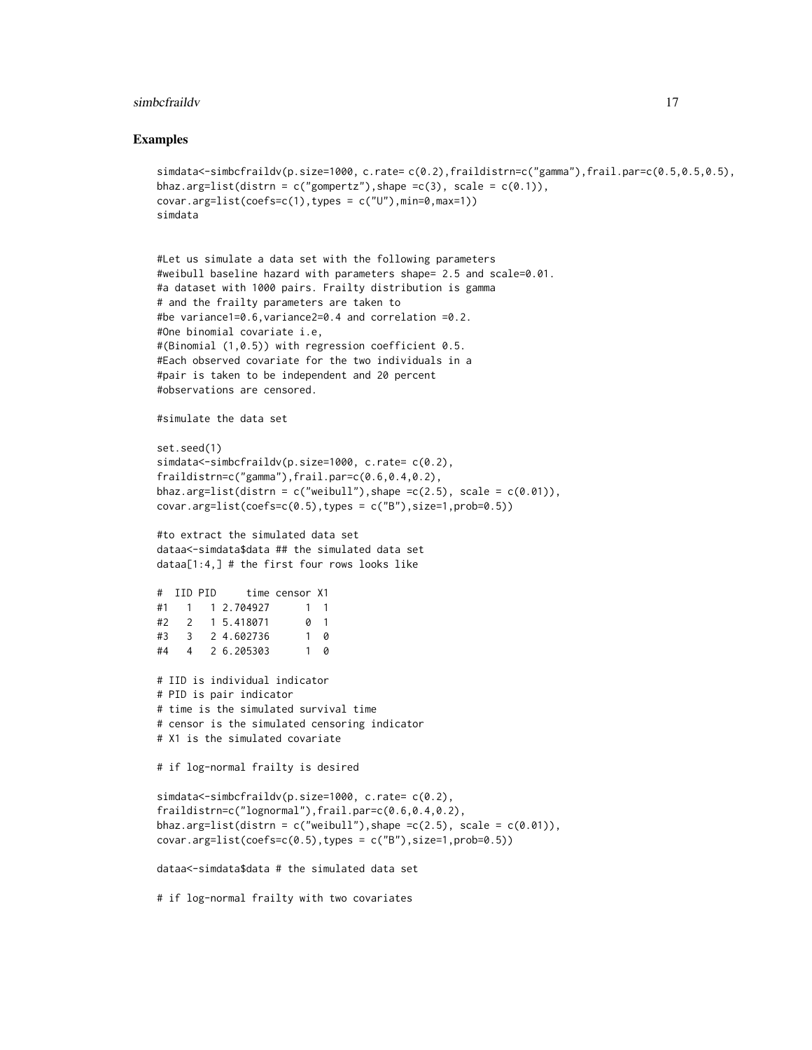## Examples

```
simdata<-simbcfraildv(p.size=1000, c.rate= c(0.2),fraildistrn=c("gamma"),frail.par=c(0.5,0.5,0.5),
bhaz.arg=list(distrn = c("gompertz"),shape =c(3), scale = c(0.1)),
covar.arg=list(coefs=c(1),types = c("U"),min=0,max=1))
simdata


#Let us simulate a data set with the following parameters
#weibull baseline hazard with parameters shape= 2.5 and scale=0.01.
#a dataset with 1000 pairs. Frailty distribution is gamma
# and the frailty parameters are taken to
#be variance1=0.6,variance2=0.4 and correlation =0.2.
#One binomial covariate i.e,
#(Binomial (1,0.5)) with regression coefficient 0.5.
#Each observed covariate for the two individuals in a
#pair is taken to be independent and 20 percent
#observations are censored.

#simulate the data set

set.seed(1)
simdata<-simbcfraildv(p.size=1000, c.rate= c(0.2),
fraildistrn=c("gamma"),frail.par=c(0.6,0.4,0.2),
bhaz.arg=list(distrn = c("weibull"),shape =c(2.5), scale = c(0.01)),
covar.arg=list(coefs=c(0.5),types = c("B"),size=1,prob=0.5))

#to extract the simulated data set
dataa<-simdata$data ## the simulated data set
dataa[1:4,] # the first four rows looks like

#  IID PID     time censor X1
#1   1   1 2.704927      1  1
#2   2   1 5.418071      0  1
#3   3   2 4.602736      1  0
#4   4   2 6.205303      1  0

# IID is individual indicator
# PID is pair indicator
# time is the simulated survival time
# censor is the simulated censoring indicator
# X1 is the simulated covariate

# if log-normal frailty is desired

simdata<-simbcfraildv(p.size=1000, c.rate= c(0.2),
fraildistrn=c("lognormal"),frail.par=c(0.6,0.4,0.2),
bhaz.arg=list(distrn = c("weibull"),shape =c(2.5), scale = c(0.01)),
covar.arg=list(coefs=c(0.5),types = c("B"),size=1,prob=0.5))

dataa<-simdata$data # the simulated data set

# if log-normal frailty with two covariates
```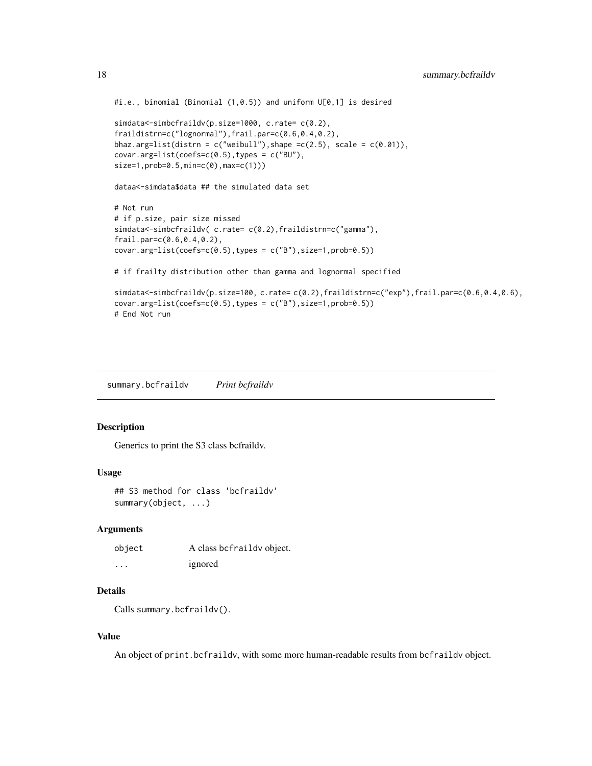```
#i.e., binomial (Binomial (1,0.5)) and uniform U[0,1] is desired

simdata<-simbcfraildv(p.size=1000, c.rate= c(0.2),
fraildistrn=c("lognormal"),frail.par=c(0.6,0.4,0.2),
bhaz.arg=list(distrn = c("weibull"),shape =c(2.5), scale = c(0.01)),
covar.arg=list(coefs=c(0.5),types = c("BU"),
size=1,prob=0.5,min=c(0),max=c(1)))

dataa<-simdata$data ## the simulated data set

# Not run
# if p.size, pair size missed
simdata<-simbcfraildv( c.rate= c(0.2),fraildistrn=c("gamma"),
frail.par=c(0.6,0.4,0.2),
covar.arg=list(coefs=c(0.5),types = c("B"),size=1,prob=0.5))

# if frailty distribution other than gamma and lognormal specified

simdata<-simbcfraildv(p.size=100, c.rate= c(0.2),fraildistrn=c("exp"),frail.par=c(0.6,0.4,0.6),
covar.arg=list(coefs=c(0.5),types = c("B"),size=1,prob=0.5))
# End Not run
```

## summary.bcfraildv *Print bcfraildv*

### Description

Generics to print the S3 class bcfraildv.

### Usage

```
## S3 method for class 'bcfraildv'
summary(object, ...)
```

### Arguments

| | |
|---|---|
| `object` | A class `bcfraildv` object. |
| `...` | ignored |

### Details

Calls `summary.bcfraildv()`.

### Value

An object of `print.bcfraildv`, with some more human-readable results from `bcfraildv` object.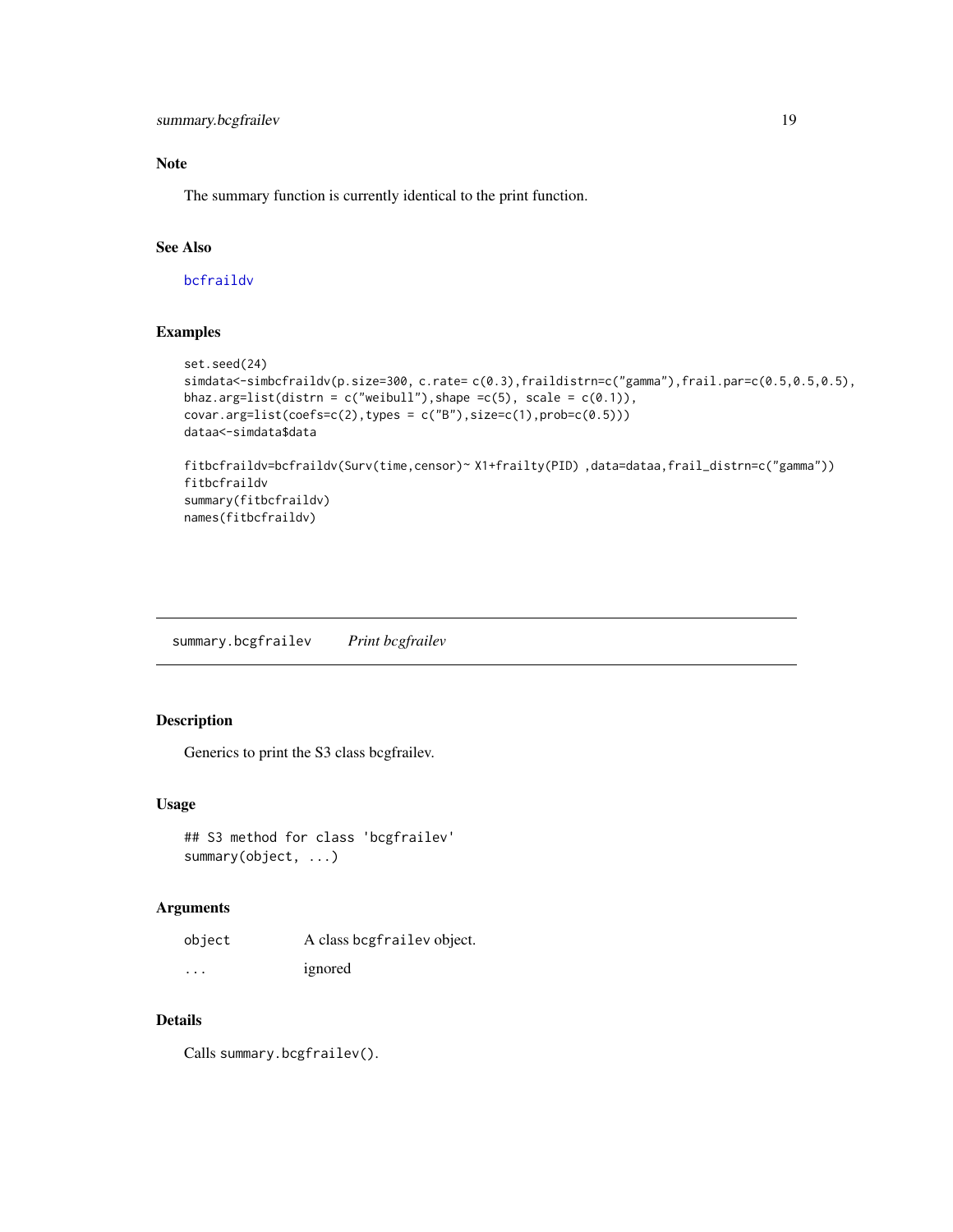## Note

The summary function is currently identical to the print function.

## See Also

bcfraildv

## Examples

```
set.seed(24)
simdata<-simbcfraildv(p.size=300, c.rate= c(0.3),fraildistrn=c("gamma"),frail.par=c(0.5,0.5,0.5),
bhaz.arg=list(distrn = c("weibull"),shape =c(5), scale = c(0.1)),
covar.arg=list(coefs=c(2),types = c("B"),size=c(1),prob=c(0.5)))
dataa<-simdata$data

fitbcfraildv=bcfraildv(Surv(time,censor)~ X1+frailty(PID) ,data=dataa,frail_distrn=c("gamma"))
fitbcfraildv
summary(fitbcfraildv)
names(fitbcfraildv)
```

---

# summary.bcgfrailev    *Print bcgfrailev*

## Description

Generics to print the S3 class bcgfrailev.

## Usage

```
## S3 method for class 'bcgfrailev'
summary(object, ...)
```

## Arguments

| | |
|---|---|
| object | A class bcgfrailev object. |
| ... | ignored |

## Details

Calls summary.bcgfrailev().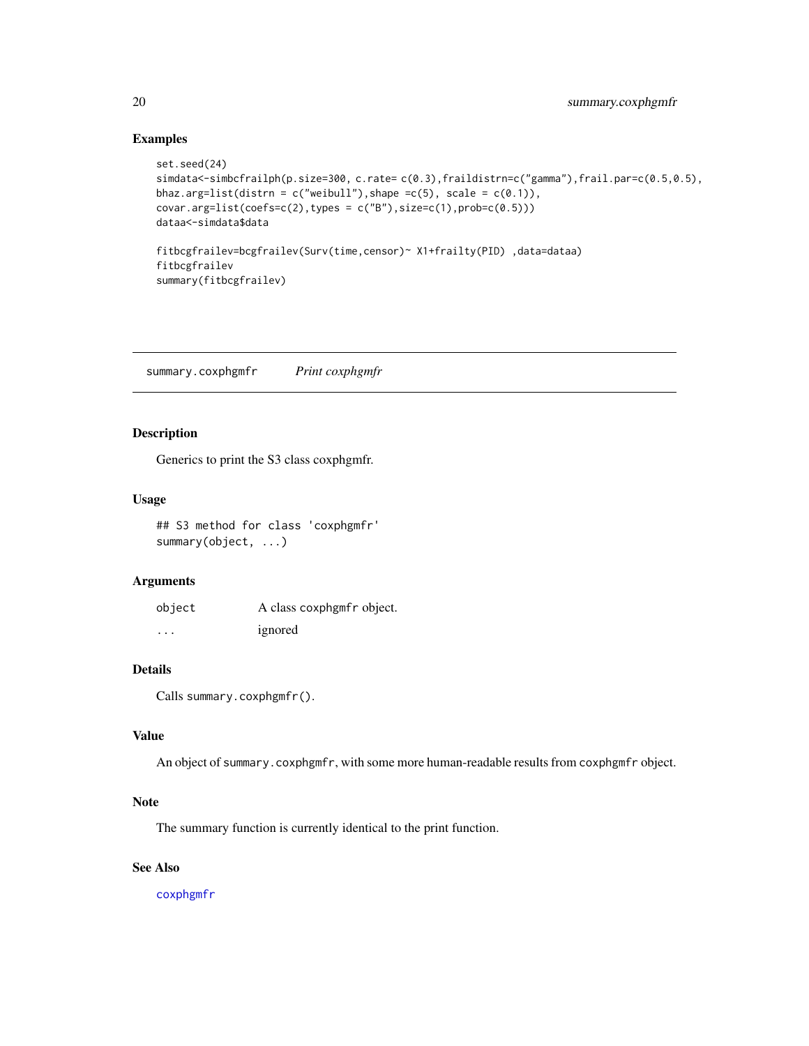## Examples

```
set.seed(24)
simdata<-simbcfrailph(p.size=300, c.rate= c(0.3),fraildistrn=c("gamma"),frail.par=c(0.5,0.5),
bhaz.arg=list(distrn = c("weibull"),shape =c(5), scale = c(0.1)),
covar.arg=list(coefs=c(2),types = c("B"),size=c(1),prob=c(0.5)))
dataa<-simdata$data

fitbcgfrailev=bcgfrailev(Surv(time,censor)~ X1+frailty(PID) ,data=dataa)
fitbcgfrailev
summary(fitbcgfrailev)
```

---

# summary.coxphgmfr *Print coxphgmfr*

## Description

Generics to print the S3 class coxphgmfr.

## Usage

```
## S3 method for class 'coxphgmfr'
summary(object, ...)
```

## Arguments

| | |
|---|---|
| `object` | A class `coxphgmfr` object. |
| `...` | ignored |

## Details

Calls `summary.coxphgmfr()`.

## Value

An object of `summary.coxphgmfr`, with some more human-readable results from `coxphgmfr` object.

## Note

The summary function is currently identical to the print function.

## See Also

`coxphgmfr`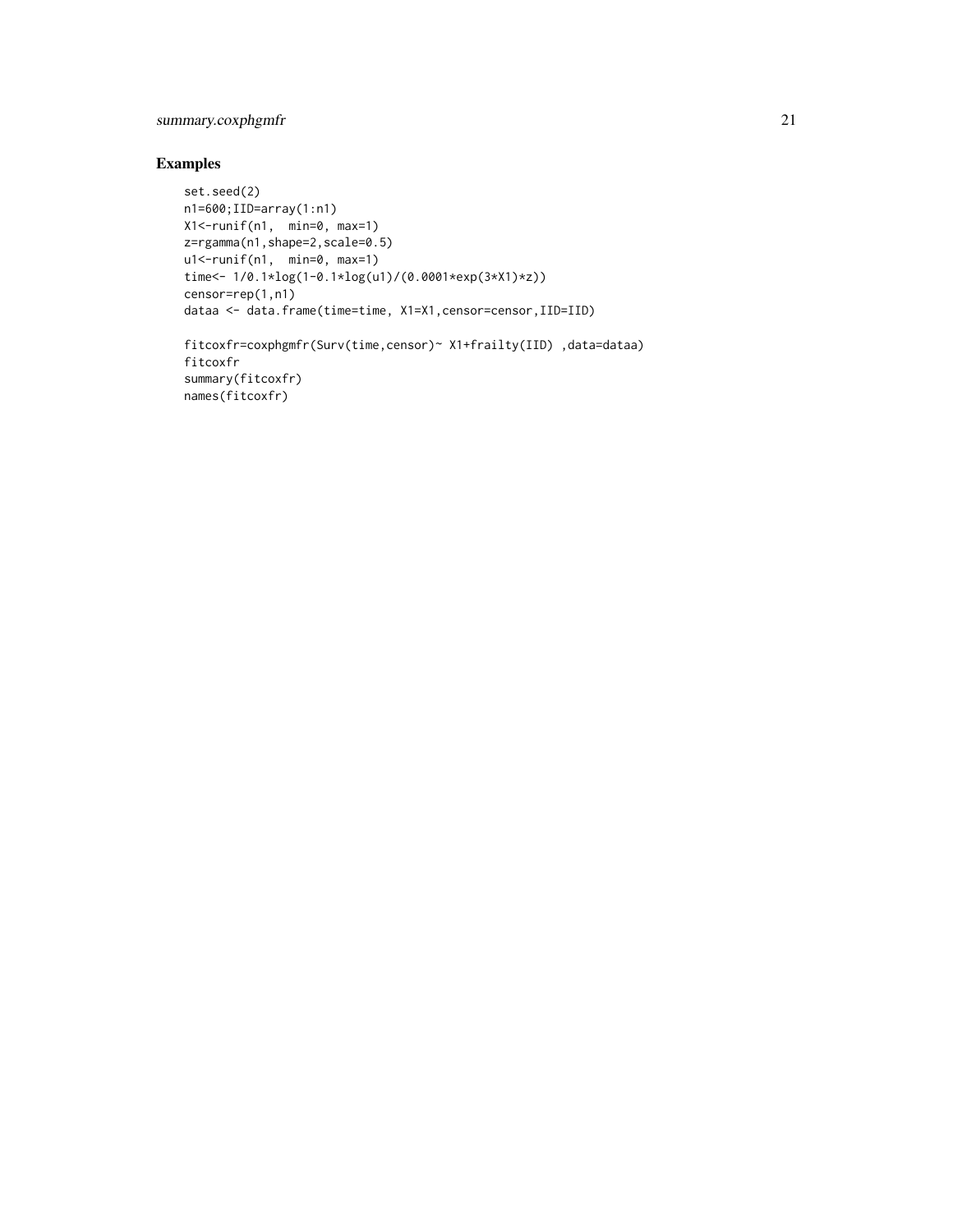## Examples

```
set.seed(2)
n1=600;IID=array(1:n1)
X1<-runif(n1,  min=0, max=1)
z=rgamma(n1,shape=2,scale=0.5)
u1<-runif(n1,  min=0, max=1)
time<- 1/0.1*log(1-0.1*log(u1)/(0.0001*exp(3*X1)*z))
censor=rep(1,n1)
dataa <- data.frame(time=time, X1=X1,censor=censor,IID=IID)

fitcoxfr=coxphgmfr(Surv(time,censor)~ X1+frailty(IID) ,data=dataa)
fitcoxfr
summary(fitcoxfr)
names(fitcoxfr)
```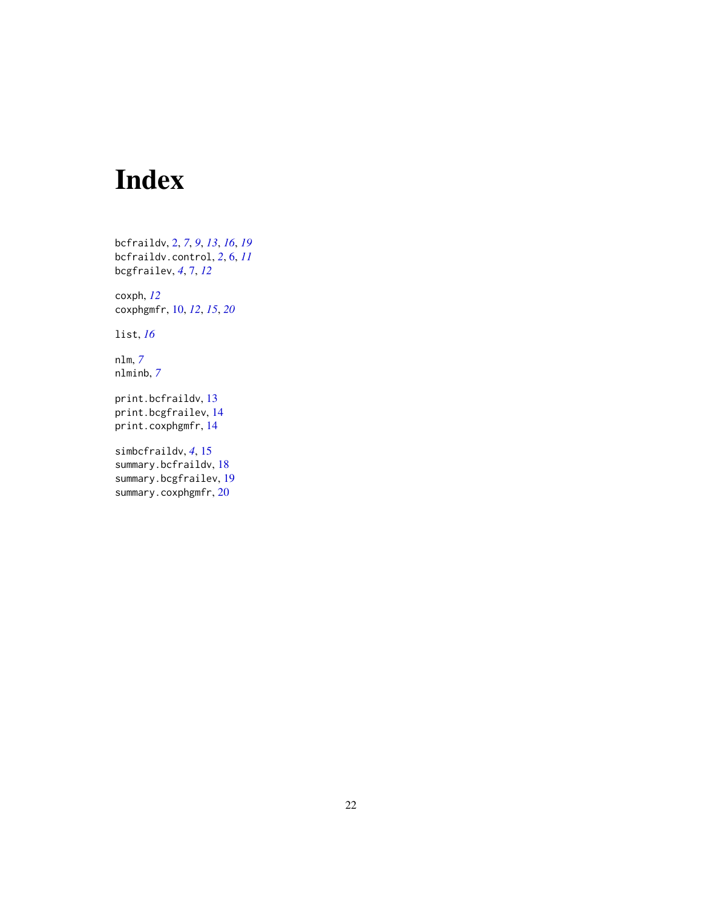# Index

bcfraildv, 2, *7*, *9*, *13*, *16*, *19*
bcfraildv.control, *2*, 6, *11*
bcgfrailev, *4*, 7, *12*

coxph, *12*
coxphgmfr, 10, *12*, *15*, *20*

list, *16*

nlm, *7*
nlminb, *7*

print.bcfraildv, 13
print.bcgfrailev, 14
print.coxphgmfr, 14

simbcfraildv, *4*, 15
summary.bcfraildv, 18
summary.bcgfrailev, 19
summary.coxphgmfr, 20